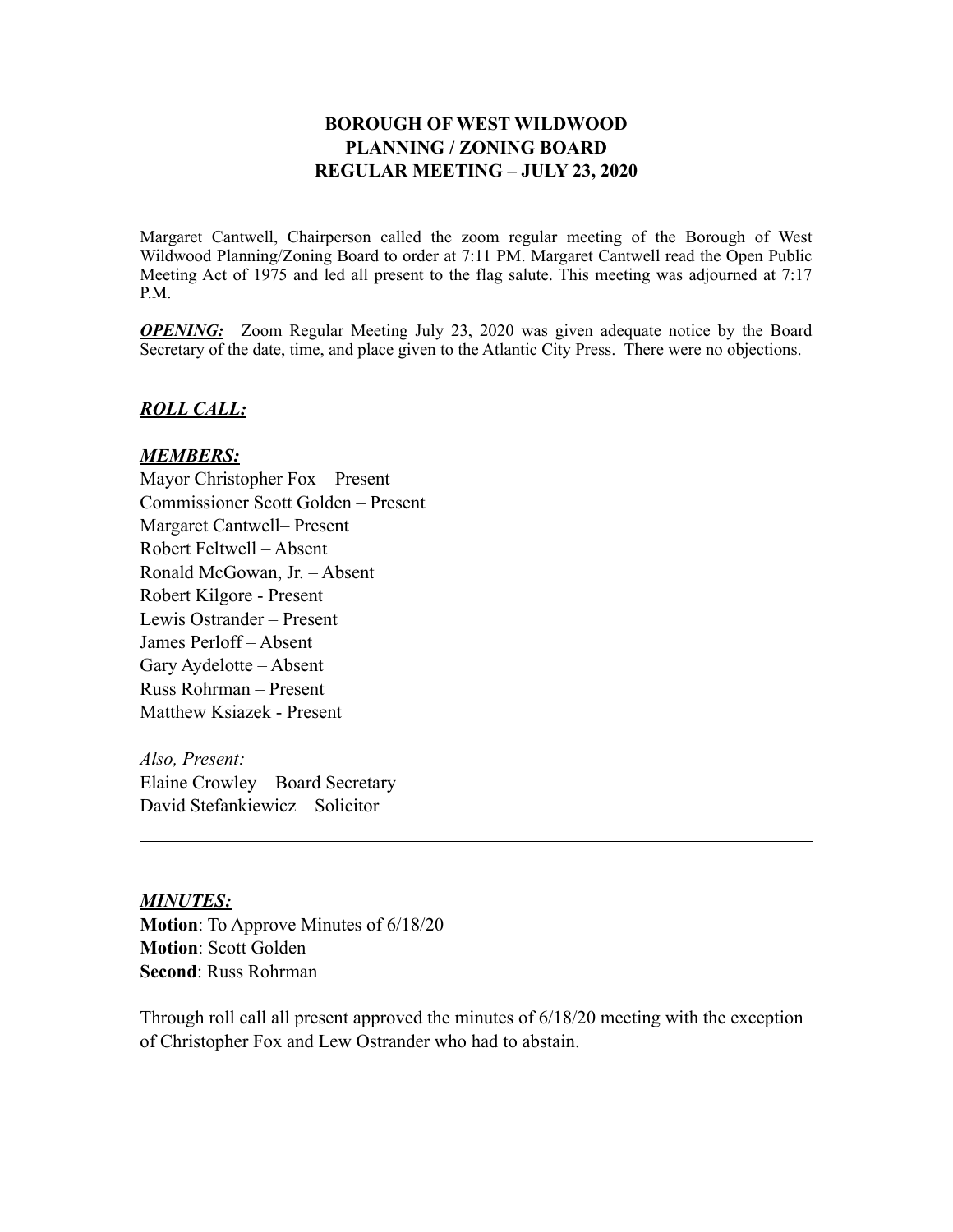# BOROUGH OF WEST WILDWOOD
# PLANNING / ZONING BOARD
# REGULAR MEETING – JULY 23, 2020

Margaret Cantwell, Chairperson called the zoom regular meeting of the Borough of West Wildwood Planning/Zoning Board to order at 7:11 PM. Margaret Cantwell read the Open Public Meeting Act of 1975 and led all present to the flag salute. This meeting was adjourned at 7:17 P.M.

***OPENING:*** Zoom Regular Meeting July 23, 2020 was given adequate notice by the Board Secretary of the date, time, and place given to the Atlantic City Press. There were no objections.

***ROLL CALL:***

***MEMBERS:***

Mayor Christopher Fox – Present  
Commissioner Scott Golden – Present  
Margaret Cantwell– Present  
Robert Feltwell – Absent  
Ronald McGowan, Jr. – Absent  
Robert Kilgore - Present  
Lewis Ostrander – Present  
James Perloff – Absent  
Gary Aydelotte – Absent  
Russ Rohrman – Present  
Matthew Ksiazek - Present

*Also, Present:*  
Elaine Crowley – Board Secretary  
David Stefankiewicz – Solicitor

---

***MINUTES:***

**Motion**: To Approve Minutes of 6/18/20  
**Motion**: Scott Golden  
**Second**: Russ Rohrman

Through roll call all present approved the minutes of 6/18/20 meeting with the exception of Christopher Fox and Lew Ostrander who had to abstain.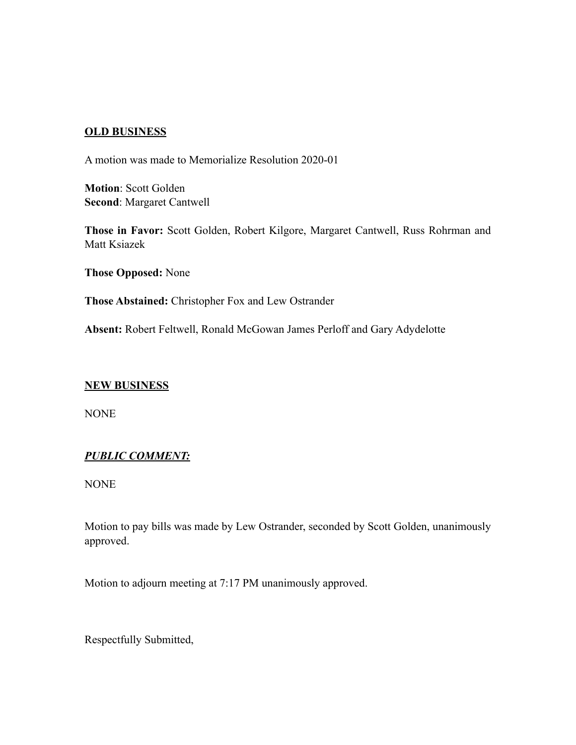**OLD BUSINESS**

A motion was made to Memorialize Resolution 2020-01

**Motion**: Scott Golden  
**Second**: Margaret Cantwell

**Those in Favor:** Scott Golden, Robert Kilgore, Margaret Cantwell, Russ Rohrman and Matt Ksiazek

**Those Opposed:** None

**Those Abstained:** Christopher Fox and Lew Ostrander

**Absent:** Robert Feltwell, Ronald McGowan James Perloff and Gary Adydelotte

**NEW BUSINESS**

NONE

***PUBLIC COMMENT:***

NONE

Motion to pay bills was made by Lew Ostrander, seconded by Scott Golden, unanimously approved.

Motion to adjourn meeting at 7:17 PM unanimously approved.

Respectfully Submitted,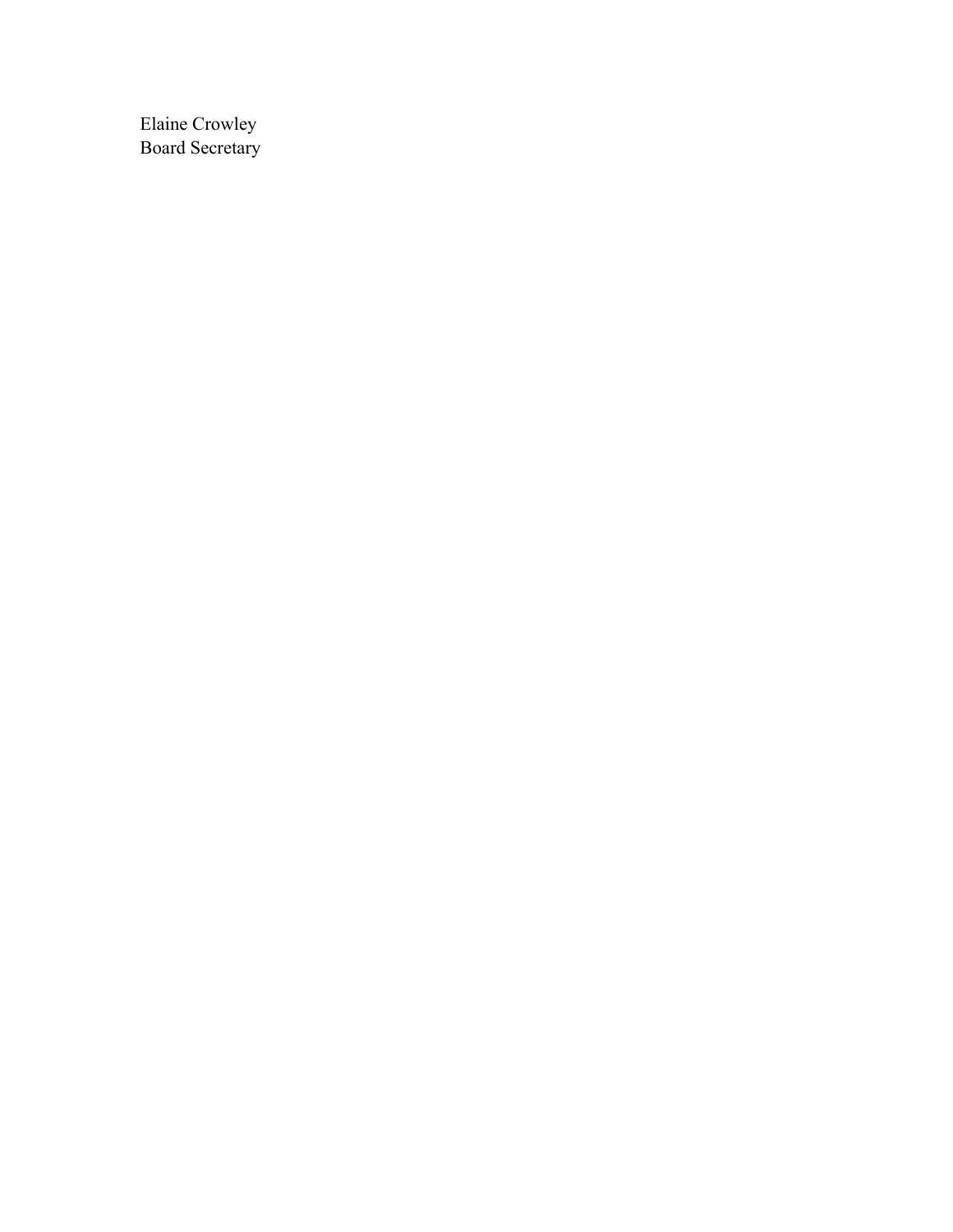Elaine Crowley
Board Secretary